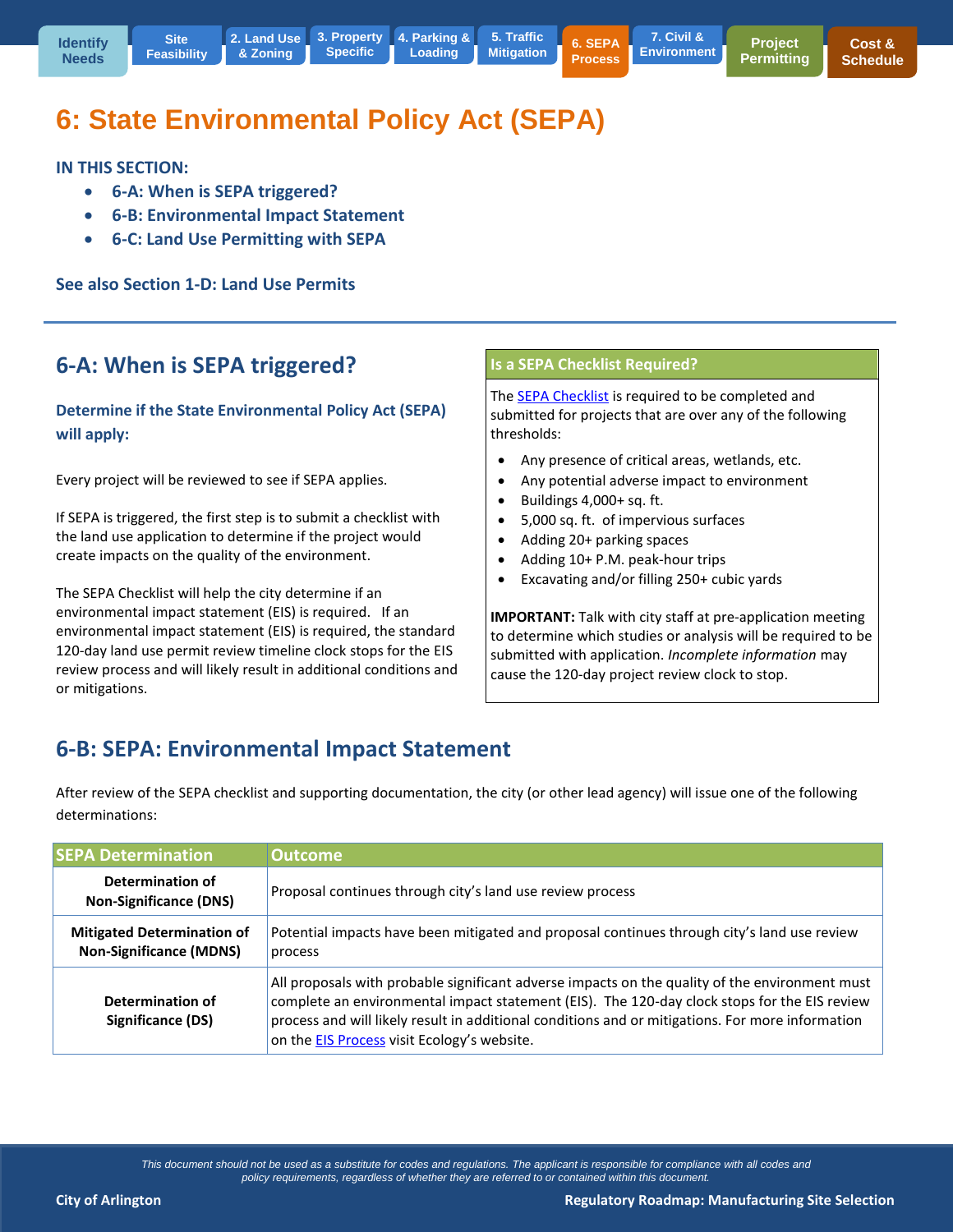Identify Needs | Site Feasibility | 2. Land Use & Zoning | 3. Property Specific | 4. Parking & Loading | 5. Traffic Mitigation | 6. SEPA Process | 7. Civil & Environment | Project Permitting | Cost & Schedule

# 6: State Environmental Policy Act (SEPA)

**IN THIS SECTION:**

- **6-A: When is SEPA triggered?**
- **6-B: Environmental Impact Statement**
- **6-C: Land Use Permitting with SEPA**

**See also Section 1-D: Land Use Permits**

## 6-A: When is SEPA triggered?

### Determine if the State Environmental Policy Act (SEPA) will apply:

Every project will be reviewed to see if SEPA applies.

If SEPA is triggered, the first step is to submit a checklist with the land use application to determine if the project would create impacts on the quality of the environment.

The SEPA Checklist will help the city determine if an environmental impact statement (EIS) is required. If an environmental impact statement (EIS) is required, the standard 120-day land use permit review timeline clock stops for the EIS review process and will likely result in additional conditions and or mitigations.

**Is a SEPA Checklist Required?**

The SEPA Checklist is required to be completed and submitted for projects that are over any of the following thresholds:

- Any presence of critical areas, wetlands, etc.
- Any potential adverse impact to environment
- Buildings 4,000+ sq. ft.
- 5,000 sq. ft. of impervious surfaces
- Adding 20+ parking spaces
- Adding 10+ P.M. peak-hour trips
- Excavating and/or filling 250+ cubic yards

**IMPORTANT:** Talk with city staff at pre-application meeting to determine which studies or analysis will be required to be submitted with application. *Incomplete information* may cause the 120-day project review clock to stop.

## 6-B: SEPA: Environmental Impact Statement

After review of the SEPA checklist and supporting documentation, the city (or other lead agency) will issue one of the following determinations:

| SEPA Determination | Outcome |
|---|---|
| **Determination of Non-Significance (DNS)** | Proposal continues through city's land use review process |
| **Mitigated Determination of Non-Significance (MDNS)** | Potential impacts have been mitigated and proposal continues through city's land use review process |
| **Determination of Significance (DS)** | All proposals with probable significant adverse impacts on the quality of the environment must complete an environmental impact statement (EIS). The 120-day clock stops for the EIS review process and will likely result in additional conditions and or mitigations. For more information on the EIS Process visit Ecology's website. |

*This document should not be used as a substitute for codes and regulations. The applicant is responsible for compliance with all codes and policy requirements, regardless of whether they are referred to or contained within this document.*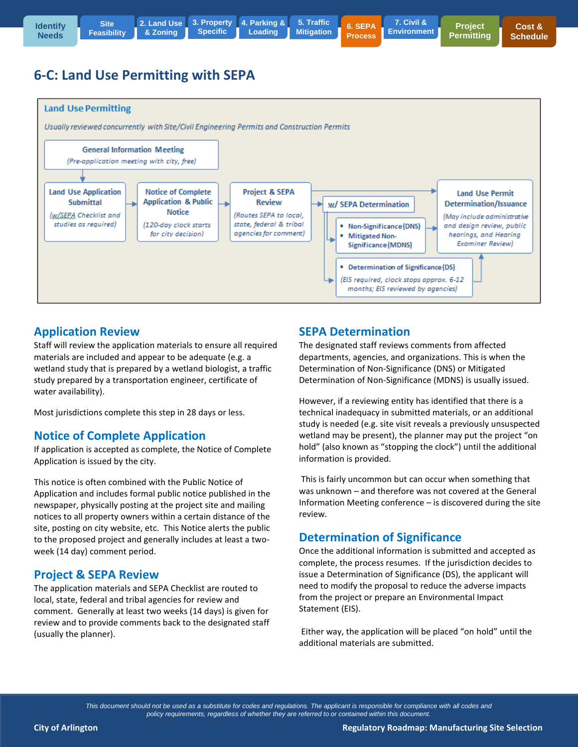Identify Needs | Site Feasibility | 2. Land Use & Zoning | 3. Property Specific | 4. Parking & Loading | 5. Traffic Mitigation | 6. SEPA Process | 7. Civil & Environment | Project Permitting | Cost & Schedule

## 6-C: Land Use Permitting with SEPA

**Land Use Permitting**

*Usually reviewed concurrently with Site/Civil Engineering Permits and Construction Permits*

General Information Meeting
*(Pre-application meeting with city, free)*

Land Use Application Submittal
*(w/SEPA Checklist and studies as required)*

Notice of Complete Application & Public Notice
*(120-day clock starts for city decision)*

Project & SEPA Review
*(Routes SEPA to local, state, federal & tribal agencies for comment)*

w/ SEPA Determination

- Non-Significance (DNS)
- Mitigated Non-Significance (MDNS)

- Determination of Significance (DS)

*(EIS required, clock stops approx. 6-12 months; EIS reviewed by agencies)*

Land Use Permit Determination/Issuance
*(May include administrative and design review, public hearings, and Hearing Examiner Review)*

### Application Review

Staff will review the application materials to ensure all required materials are included and appear to be adequate (e.g. a wetland study that is prepared by a wetland biologist, a traffic study prepared by a transportation engineer, certificate of water availability).

Most jurisdictions complete this step in 28 days or less.

### Notice of Complete Application

If application is accepted as complete, the Notice of Complete Application is issued by the city.

This notice is often combined with the Public Notice of Application and includes formal public notice published in the newspaper, physically posting at the project site and mailing notices to all property owners within a certain distance of the site, posting on city website, etc. This Notice alerts the public to the proposed project and generally includes at least a two-week (14 day) comment period.

### Project & SEPA Review

The application materials and SEPA Checklist are routed to local, state, federal and tribal agencies for review and comment. Generally at least two weeks (14 days) is given for review and to provide comments back to the designated staff (usually the planner).

### SEPA Determination

The designated staff reviews comments from affected departments, agencies, and organizations. This is when the Determination of Non-Significance (DNS) or Mitigated Determination of Non-Significance (MDNS) is usually issued.

However, if a reviewing entity has identified that there is a technical inadequacy in submitted materials, or an additional study is needed (e.g. site visit reveals a previously unsuspected wetland may be present), the planner may put the project "on hold" (also known as "stopping the clock") until the additional information is provided.

This is fairly uncommon but can occur when something that was unknown – and therefore was not covered at the General Information Meeting conference – is discovered during the site review.

### Determination of Significance

Once the additional information is submitted and accepted as complete, the process resumes. If the jurisdiction decides to issue a Determination of Significance (DS), the applicant will need to modify the proposal to reduce the adverse impacts from the project or prepare an Environmental Impact Statement (EIS).

Either way, the application will be placed "on hold" until the additional materials are submitted.

*This document should not be used as a substitute for codes and regulations. The applicant is responsible for compliance with all codes and policy requirements, regardless of whether they are referred to or contained within this document.*